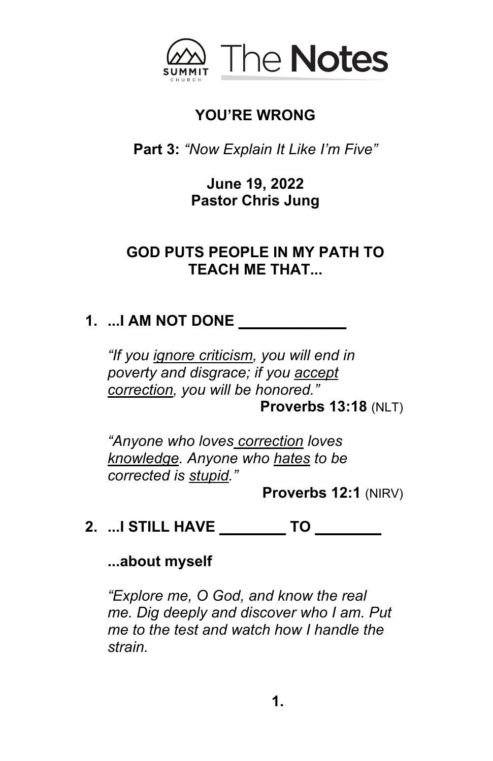# The Notes

## YOU'RE WRONG

**Part 3:** *"Now Explain It Like I'm Five"*

**June 19, 2022**
**Pastor Chris Jung**

### GOD PUTS PEOPLE IN MY PATH TO TEACH ME THAT...

**1. ...I AM NOT DONE ____________**

*"If you <u>ignore criticism</u>, you will end in poverty and disgrace; if you <u>accept correction</u>, you will be honored."*
**Proverbs 13:18** (NLT)

*"Anyone who loves <u>correction</u> loves <u>knowledge</u>. Anyone who <u>hates</u> to be corrected is <u>stupid</u>."*
**Proverbs 12:1** (NIRV)

**2. ...I STILL HAVE ________ TO ________**

**...about myself**

*"Explore me, O God, and know the real me. Dig deeply and discover who I am. Put me to the test and watch how I handle the strain.*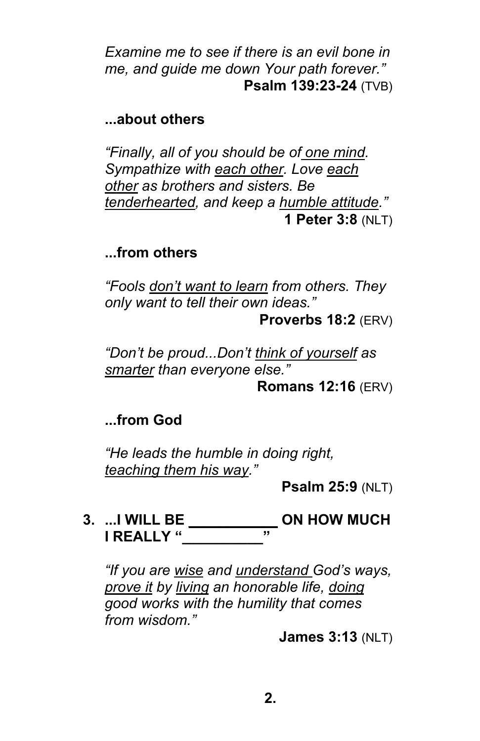*Examine me to see if there is an evil bone in me, and guide me down Your path forever."*
**Psalm 139:23-24** (TVB)

**...about others**

*"Finally, all of you should be of one mind. Sympathize with each other. Love each other as brothers and sisters. Be tenderhearted, and keep a humble attitude."*
**1 Peter 3:8** (NLT)

**...from others**

*"Fools don't want to learn from others. They only want to tell their own ideas."*
**Proverbs 18:2** (ERV)

*"Don't be proud...Don't think of yourself as smarter than everyone else."*
**Romans 12:16** (ERV)

**...from God**

*"He leads the humble in doing right, teaching them his way."*
**Psalm 25:9** (NLT)

**3. ...I WILL BE ___________ ON HOW MUCH I REALLY "__________"**

*"If you are wise and understand God's ways, prove it by living an honorable life, doing good works with the humility that comes from wisdom."*
**James 3:13** (NLT)